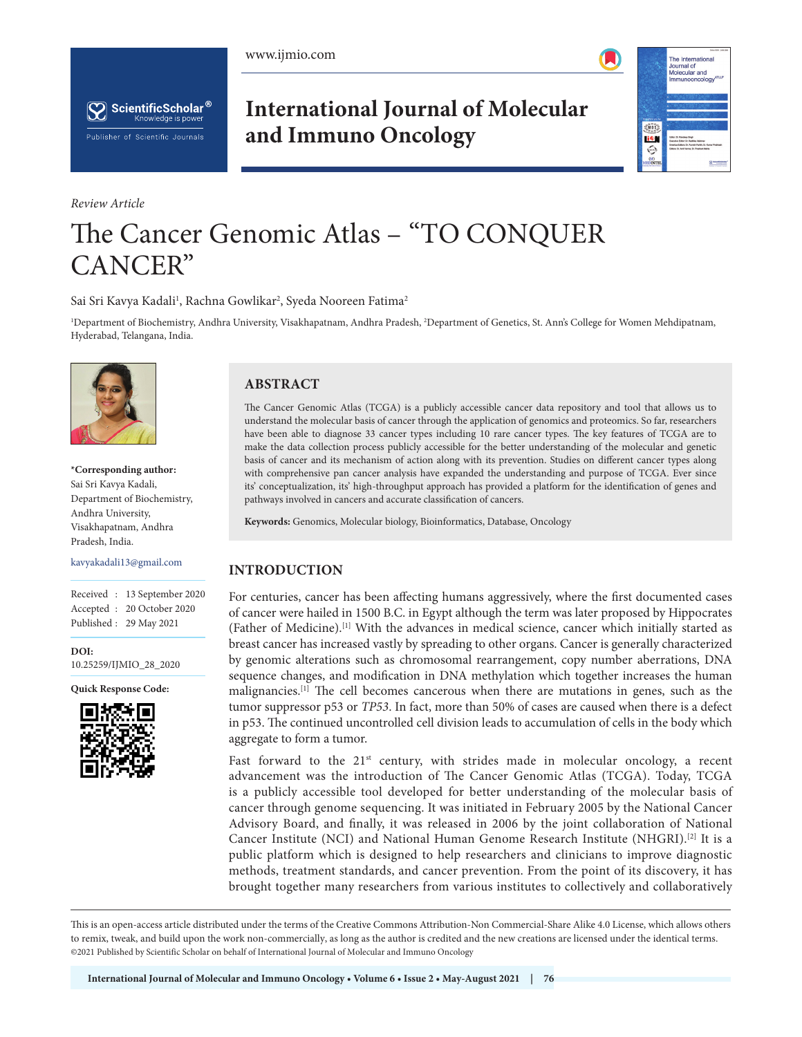*Review Article*

# The Cancer Genomic Atlas – "TO CONQUER CANCER"

Sai Sri Kavya Kadali[1], Rachna Gowlikar[2], Syeda Nooreen Fatima[2]

[1]Department of Biochemistry, Andhra University, Visakhapatnam, Andhra Pradesh, [2]Department of Genetics, St. Ann's College for Women Mehdipatnam, Hyderabad, Telangana, India.

**\*Corresponding author:**
Sai Sri Kavya Kadali,
Department of Biochemistry,
Andhra University,
Visakhapatnam, Andhra
Pradesh, India.

kavyakadali13@gmail.com

Received : 13 September 2020
Accepted : 20 October 2020
Published : 29 May 2021

**DOI:**
10.25259/IJMIO_28_2020

**Quick Response Code:**

## ABSTRACT

The Cancer Genomic Atlas (TCGA) is a publicly accessible cancer data repository and tool that allows us to understand the molecular basis of cancer through the application of genomics and proteomics. So far, researchers have been able to diagnose 33 cancer types including 10 rare cancer types. The key features of TCGA are to make the data collection process publicly accessible for the better understanding of the molecular and genetic basis of cancer and its mechanism of action along with its prevention. Studies on different cancer types along with comprehensive pan cancer analysis have expanded the understanding and purpose of TCGA. Ever since its' conceptualization, its' high-throughput approach has provided a platform for the identification of genes and pathways involved in cancers and accurate classification of cancers.

**Keywords:** Genomics, Molecular biology, Bioinformatics, Database, Oncology

## INTRODUCTION

For centuries, cancer has been affecting humans aggressively, where the first documented cases of cancer were hailed in 1500 B.C. in Egypt although the term was later proposed by Hippocrates (Father of Medicine).[1] With the advances in medical science, cancer which initially started as breast cancer has increased vastly by spreading to other organs. Cancer is generally characterized by genomic alterations such as chromosomal rearrangement, copy number aberrations, DNA sequence changes, and modification in DNA methylation which together increases the human malignancies.[1] The cell becomes cancerous when there are mutations in genes, such as the tumor suppressor p53 or *TP53*. In fact, more than 50% of cases are caused when there is a defect in p53. The continued uncontrolled cell division leads to accumulation of cells in the body which aggregate to form a tumor.

Fast forward to the 21st century, with strides made in molecular oncology, a recent advancement was the introduction of The Cancer Genomic Atlas (TCGA). Today, TCGA is a publicly accessible tool developed for better understanding of the molecular basis of cancer through genome sequencing. It was initiated in February 2005 by the National Cancer Advisory Board, and finally, it was released in 2006 by the joint collaboration of National Cancer Institute (NCI) and National Human Genome Research Institute (NHGRI).[2] It is a public platform which is designed to help researchers and clinicians to improve diagnostic methods, treatment standards, and cancer prevention. From the point of its discovery, it has brought together many researchers from various institutes to collectively and collaboratively

This is an open-access article distributed under the terms of the Creative Commons Attribution-Non Commercial-Share Alike 4.0 License, which allows others to remix, tweak, and build upon the work non-commercially, as long as the author is credited and the new creations are licensed under the identical terms.
©2021 Published by Scientific Scholar on behalf of International Journal of Molecular and Immuno Oncology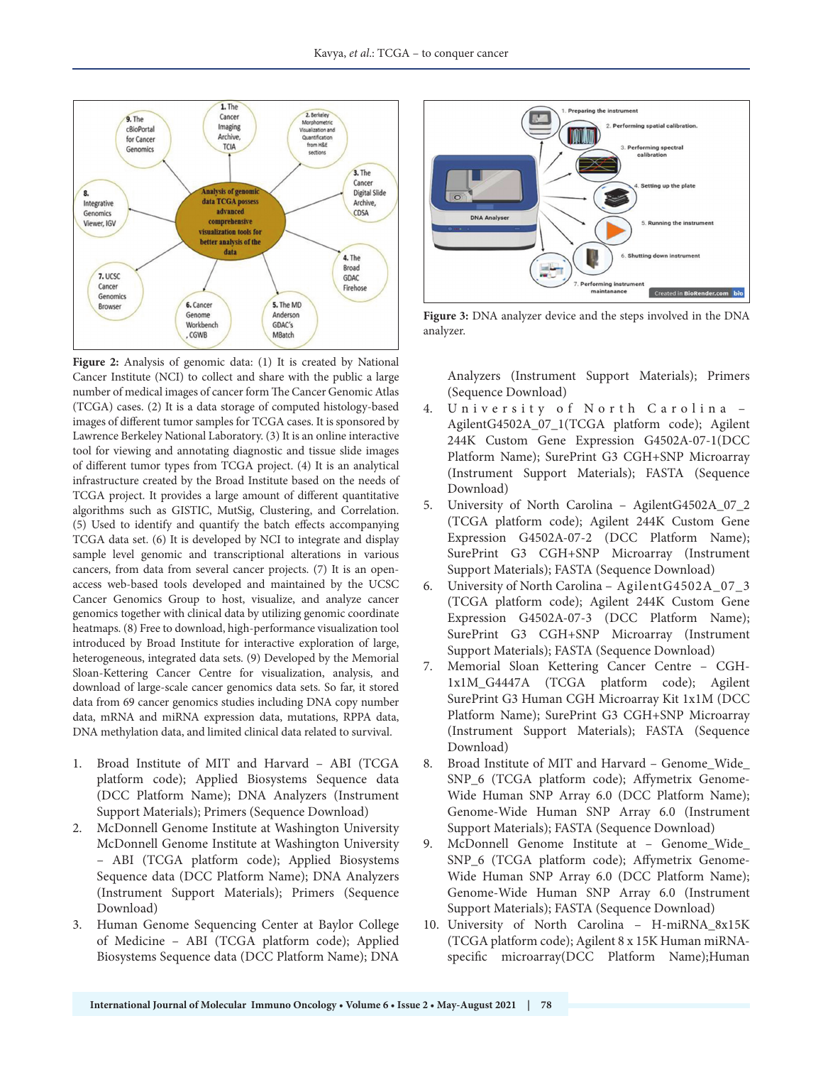**Figure 2:** Analysis of genomic data: (1) It is created by National Cancer Institute (NCI) to collect and share with the public a large number of medical images of cancer form The Cancer Genomic Atlas (TCGA) cases. (2) It is a data storage of computed histology-based images of different tumor samples for TCGA cases. It is sponsored by Lawrence Berkeley National Laboratory. (3) It is an online interactive tool for viewing and annotating diagnostic and tissue slide images of different tumor types from TCGA project. (4) It is an analytical infrastructure created by the Broad Institute based on the needs of TCGA project. It provides a large amount of different quantitative algorithms such as GISTIC, MutSig, Clustering, and Correlation. (5) Used to identify and quantify the batch effects accompanying TCGA data set. (6) It is developed by NCI to integrate and display sample level genomic and transcriptional alterations in various cancers, from data from several cancer projects. (7) It is an open-access web-based tools developed and maintained by the UCSC Cancer Genomics Group to host, visualize, and analyze cancer genomics together with clinical data by utilizing genomic coordinate heatmaps. (8) Free to download, high-performance visualization tool introduced by Broad Institute for interactive exploration of large, heterogeneous, integrated data sets. (9) Developed by the Memorial Sloan-Kettering Cancer Centre for visualization, analysis, and download of large-scale cancer genomics data sets. So far, it stored data from 69 cancer genomics studies including DNA copy number data, mRNA and miRNA expression data, mutations, RPPA data, DNA methylation data, and limited clinical data related to survival.

1. Broad Institute of MIT and Harvard – ABI (TCGA platform code); Applied Biosystems Sequence data (DCC Platform Name); DNA Analyzers (Instrument Support Materials); Primers (Sequence Download)
2. McDonnell Genome Institute at Washington University McDonnell Genome Institute at Washington University – ABI (TCGA platform code); Applied Biosystems Sequence data (DCC Platform Name); DNA Analyzers (Instrument Support Materials); Primers (Sequence Download)
3. Human Genome Sequencing Center at Baylor College of Medicine – ABI (TCGA platform code); Applied Biosystems Sequence data (DCC Platform Name); DNA Analyzers (Instrument Support Materials); Primers (Sequence Download)
4. University of North Carolina – AgilentG4502A_07_1(TCGA platform code); Agilent 244K Custom Gene Expression G4502A-07-1(DCC Platform Name); SurePrint G3 CGH+SNP Microarray (Instrument Support Materials); FASTA (Sequence Download)
5. University of North Carolina – AgilentG4502A_07_2 (TCGA platform code); Agilent 244K Custom Gene Expression G4502A-07-2 (DCC Platform Name); SurePrint G3 CGH+SNP Microarray (Instrument Support Materials); FASTA (Sequence Download)
6. University of North Carolina – AgilentG4502A_07_3 (TCGA platform code); Agilent 244K Custom Gene Expression G4502A-07-3 (DCC Platform Name); SurePrint G3 CGH+SNP Microarray (Instrument Support Materials); FASTA (Sequence Download)
7. Memorial Sloan Kettering Cancer Centre – CGH-1x1M_G4447A (TCGA platform code); Agilent SurePrint G3 Human CGH Microarray Kit 1x1M (DCC Platform Name); SurePrint G3 CGH+SNP Microarray (Instrument Support Materials); FASTA (Sequence Download)
8. Broad Institute of MIT and Harvard – Genome_Wide_SNP_6 (TCGA platform code); Affymetrix Genome-Wide Human SNP Array 6.0 (DCC Platform Name); Genome-Wide Human SNP Array 6.0 (Instrument Support Materials); FASTA (Sequence Download)
9. McDonnell Genome Institute at – Genome_Wide_SNP_6 (TCGA platform code); Affymetrix Genome-Wide Human SNP Array 6.0 (DCC Platform Name); Genome-Wide Human SNP Array 6.0 (Instrument Support Materials); FASTA (Sequence Download)
10. University of North Carolina – H-miRNA_8x15K (TCGA platform code); Agilent 8 x 15K Human miRNA-specific microarray(DCC Platform Name);Human

**Figure 3:** DNA analyzer device and the steps involved in the DNA analyzer.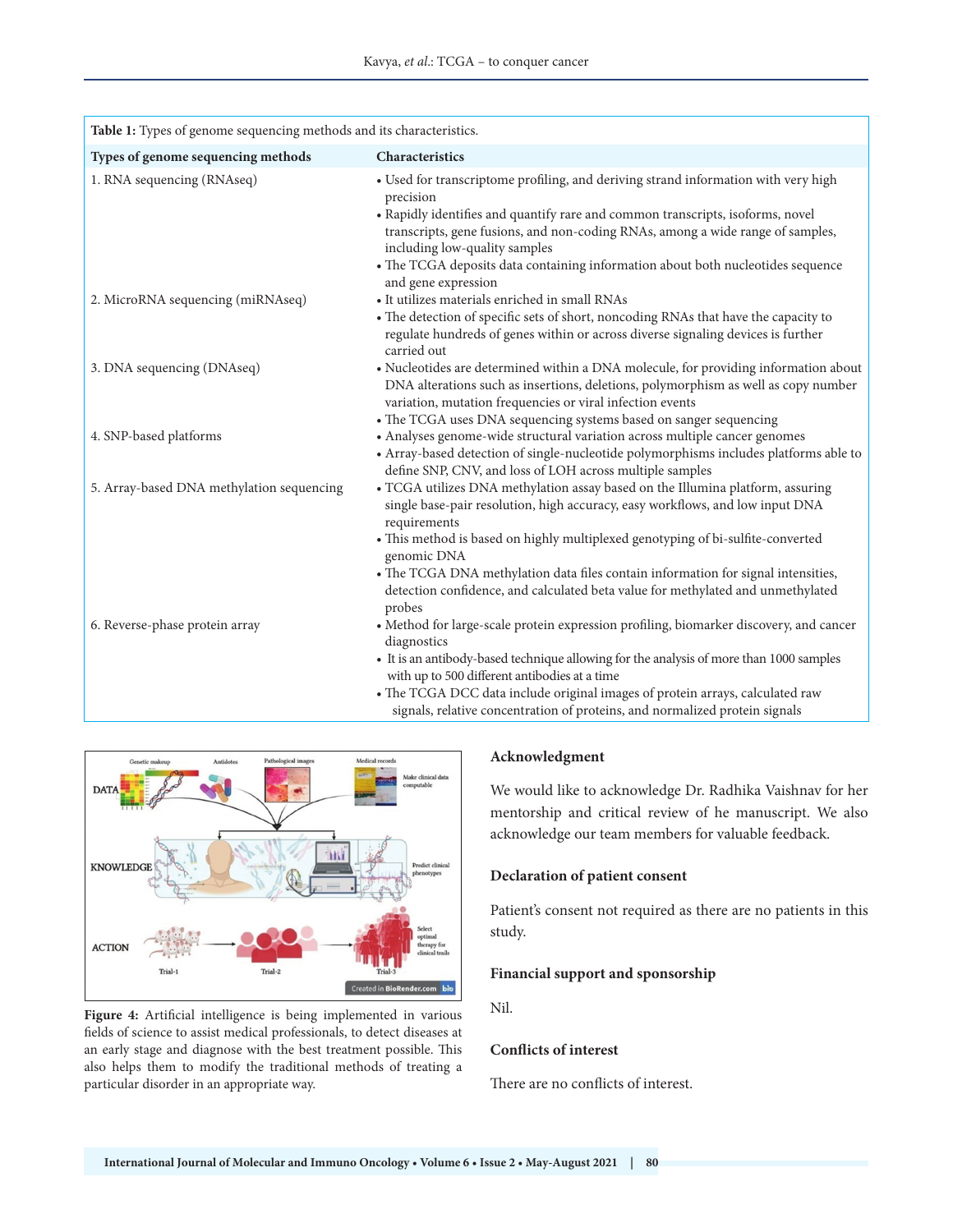**Table 1:** Types of genome sequencing methods and its characteristics.

| Types of genome sequencing methods | Characteristics |
|---|---|
| 1. RNA sequencing (RNAseq) | • Used for transcriptome profiling, and deriving strand information with very high precision<br>• Rapidly identifies and quantify rare and common transcripts, isoforms, novel transcripts, gene fusions, and non-coding RNAs, among a wide range of samples, including low-quality samples<br>• The TCGA deposits data containing information about both nucleotides sequence and gene expression |
| 2. MicroRNA sequencing (miRNAseq) | • It utilizes materials enriched in small RNAs<br>• The detection of specific sets of short, noncoding RNAs that have the capacity to regulate hundreds of genes within or across diverse signaling devices is further carried out |
| 3. DNA sequencing (DNAseq) | • Nucleotides are determined within a DNA molecule, for providing information about DNA alterations such as insertions, deletions, polymorphism as well as copy number variation, mutation frequencies or viral infection events<br>• The TCGA uses DNA sequencing systems based on sanger sequencing |
| 4. SNP-based platforms | • Analyses genome-wide structural variation across multiple cancer genomes<br>• Array-based detection of single-nucleotide polymorphisms includes platforms able to define SNP, CNV, and loss of LOH across multiple samples |
| 5. Array-based DNA methylation sequencing | • TCGA utilizes DNA methylation assay based on the Illumina platform, assuring single base-pair resolution, high accuracy, easy workflows, and low input DNA requirements<br>• This method is based on highly multiplexed genotyping of bi-sulfite-converted genomic DNA<br>• The TCGA DNA methylation data files contain information for signal intensities, detection confidence, and calculated beta value for methylated and unmethylated probes |
| 6. Reverse-phase protein array | • Method for large-scale protein expression profiling, biomarker discovery, and cancer diagnostics<br>• It is an antibody-based technique allowing for the analysis of more than 1000 samples with up to 500 different antibodies at a time<br>• The TCGA DCC data include original images of protein arrays, calculated raw signals, relative concentration of proteins, and normalized protein signals |

**Figure 4:** Artificial intelligence is being implemented in various fields of science to assist medical professionals, to detect diseases at an early stage and diagnose with the best treatment possible. This also helps them to modify the traditional methods of treating a particular disorder in an appropriate way.

## Acknowledgment

We would like to acknowledge Dr. Radhika Vaishnav for her mentorship and critical review of he manuscript. We also acknowledge our team members for valuable feedback.

## Declaration of patient consent

Patient's consent not required as there are no patients in this study.

## Financial support and sponsorship

Nil.

## Conflicts of interest

There are no conflicts of interest.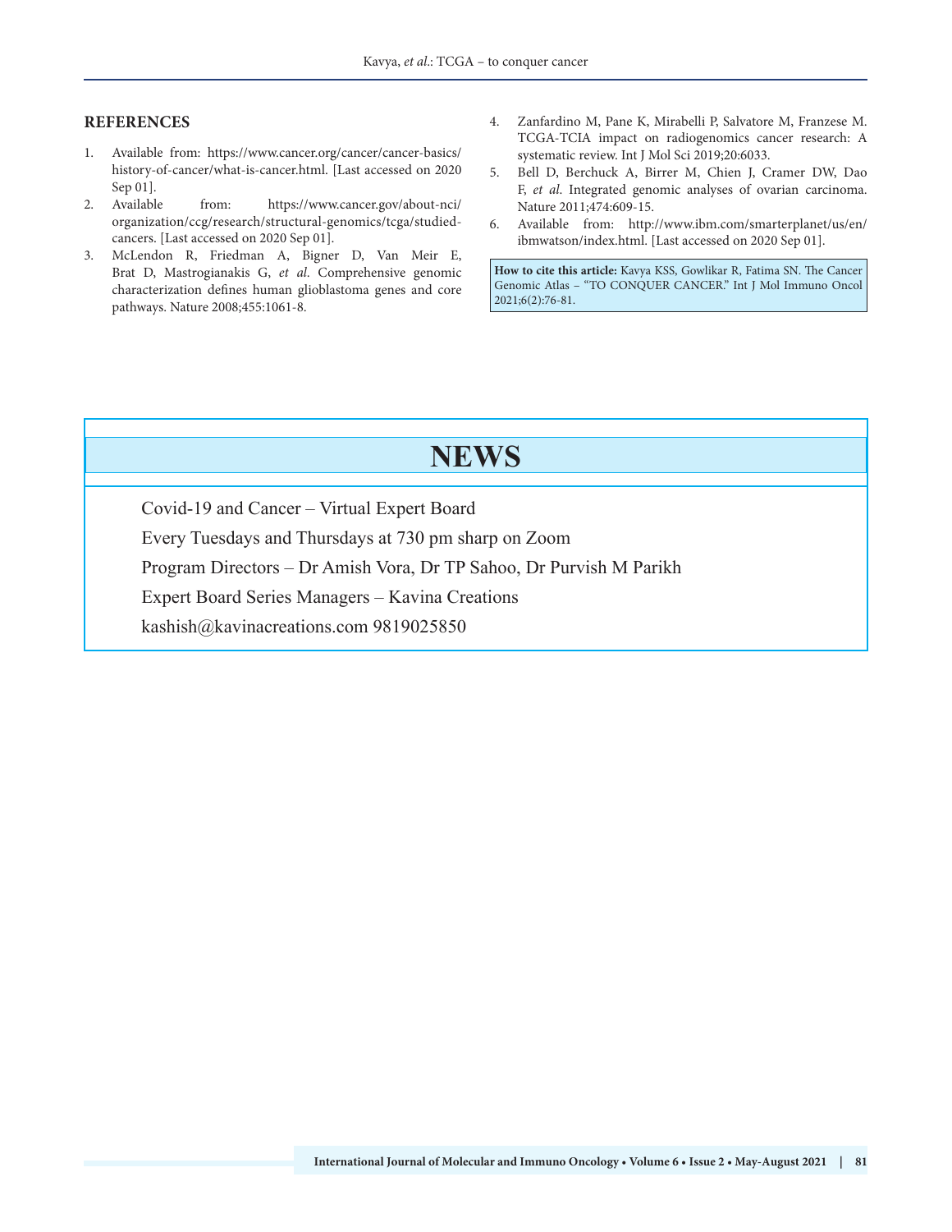## REFERENCES

1. Available from: https://www.cancer.org/cancer/cancer-basics/history-of-cancer/what-is-cancer.html. [Last accessed on 2020 Sep 01].
2. Available from: https://www.cancer.gov/about-nci/organization/ccg/research/structural-genomics/tcga/studied-cancers. [Last accessed on 2020 Sep 01].
3. McLendon R, Friedman A, Bigner D, Van Meir E, Brat D, Mastrogianakis G, *et al*. Comprehensive genomic characterization defines human glioblastoma genes and core pathways. Nature 2008;455:1061-8.
4. Zanfardino M, Pane K, Mirabelli P, Salvatore M, Franzese M. TCGA-TCIA impact on radiogenomics cancer research: A systematic review. Int J Mol Sci 2019;20:6033.
5. Bell D, Berchuck A, Birrer M, Chien J, Cramer DW, Dao F, *et al*. Integrated genomic analyses of ovarian carcinoma. Nature 2011;474:609-15.
6. Available from: http://www.ibm.com/smarterplanet/us/en/ibmwatson/index.html. [Last accessed on 2020 Sep 01].

**How to cite this article:** Kavya KSS, Gowlikar R, Fatima SN. The Cancer Genomic Atlas – "TO CONQUER CANCER." Int J Mol Immuno Oncol 2021;6(2):76-81.

# NEWS

Covid-19 and Cancer – Virtual Expert Board

Every Tuesdays and Thursdays at 730 pm sharp on Zoom

Program Directors – Dr Amish Vora, Dr TP Sahoo, Dr Purvish M Parikh

Expert Board Series Managers – Kavina Creations

kashish@kavinacreations.com 9819025850